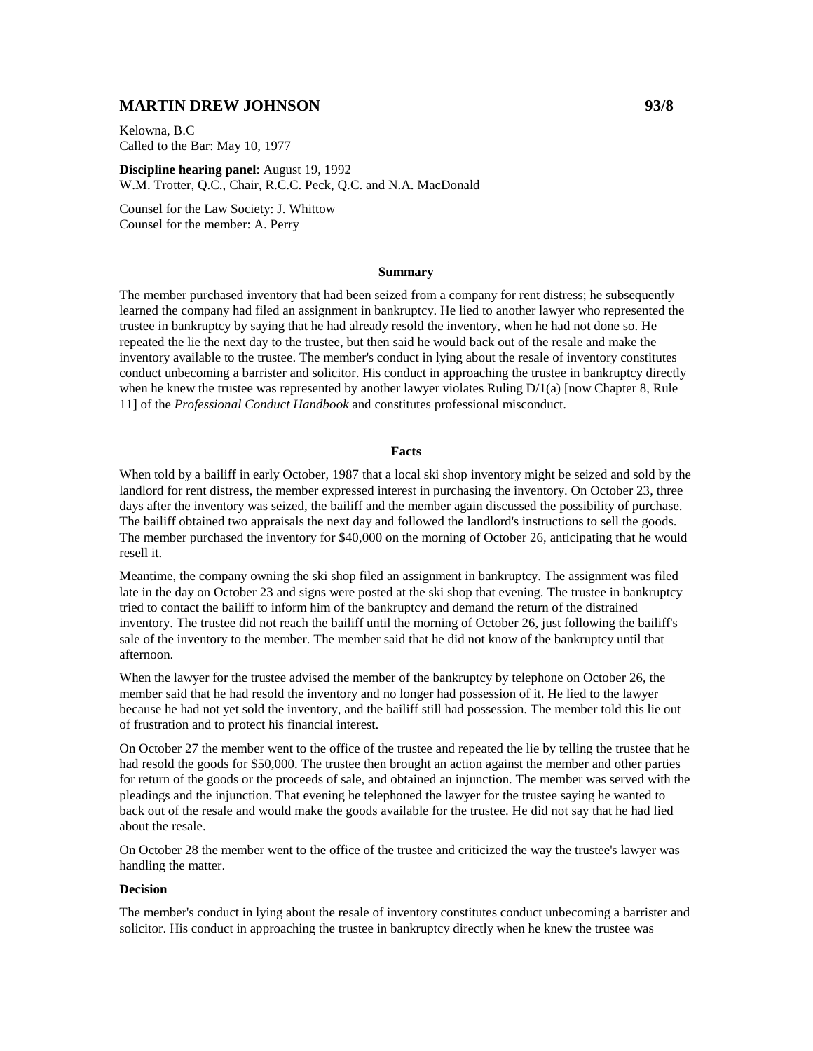# MARTIN DREW JOHNSON 93/8

Kelowna, B.C
Called to the Bar: May 10, 1977

**Discipline hearing panel**: August 19, 1992
W.M. Trotter, Q.C., Chair, R.C.C. Peck, Q.C. and N.A. MacDonald

Counsel for the Law Society: J. Whittow
Counsel for the member: A. Perry

## Summary

The member purchased inventory that had been seized from a company for rent distress; he subsequently learned the company had filed an assignment in bankruptcy. He lied to another lawyer who represented the trustee in bankruptcy by saying that he had already resold the inventory, when he had not done so. He repeated the lie the next day to the trustee, but then said he would back out of the resale and make the inventory available to the trustee. The member's conduct in lying about the resale of inventory constitutes conduct unbecoming a barrister and solicitor. His conduct in approaching the trustee in bankruptcy directly when he knew the trustee was represented by another lawyer violates Ruling D/1(a) [now Chapter 8, Rule 11] of the *Professional Conduct Handbook* and constitutes professional misconduct.

## Facts

When told by a bailiff in early October, 1987 that a local ski shop inventory might be seized and sold by the landlord for rent distress, the member expressed interest in purchasing the inventory. On October 23, three days after the inventory was seized, the bailiff and the member again discussed the possibility of purchase. The bailiff obtained two appraisals the next day and followed the landlord's instructions to sell the goods. The member purchased the inventory for $40,000 on the morning of October 26, anticipating that he would resell it.

Meantime, the company owning the ski shop filed an assignment in bankruptcy. The assignment was filed late in the day on October 23 and signs were posted at the ski shop that evening. The trustee in bankruptcy tried to contact the bailiff to inform him of the bankruptcy and demand the return of the distrained inventory. The trustee did not reach the bailiff until the morning of October 26, just following the bailiff's sale of the inventory to the member. The member said that he did not know of the bankruptcy until that afternoon.

When the lawyer for the trustee advised the member of the bankruptcy by telephone on October 26, the member said that he had resold the inventory and no longer had possession of it. He lied to the lawyer because he had not yet sold the inventory, and the bailiff still had possession. The member told this lie out of frustration and to protect his financial interest.

On October 27 the member went to the office of the trustee and repeated the lie by telling the trustee that he had resold the goods for $50,000. The trustee then brought an action against the member and other parties for return of the goods or the proceeds of sale, and obtained an injunction. The member was served with the pleadings and the injunction. That evening he telephoned the lawyer for the trustee saying he wanted to back out of the resale and would make the goods available for the trustee. He did not say that he had lied about the resale.

On October 28 the member went to the office of the trustee and criticized the way the trustee's lawyer was handling the matter.

### Decision

The member's conduct in lying about the resale of inventory constitutes conduct unbecoming a barrister and solicitor. His conduct in approaching the trustee in bankruptcy directly when he knew the trustee was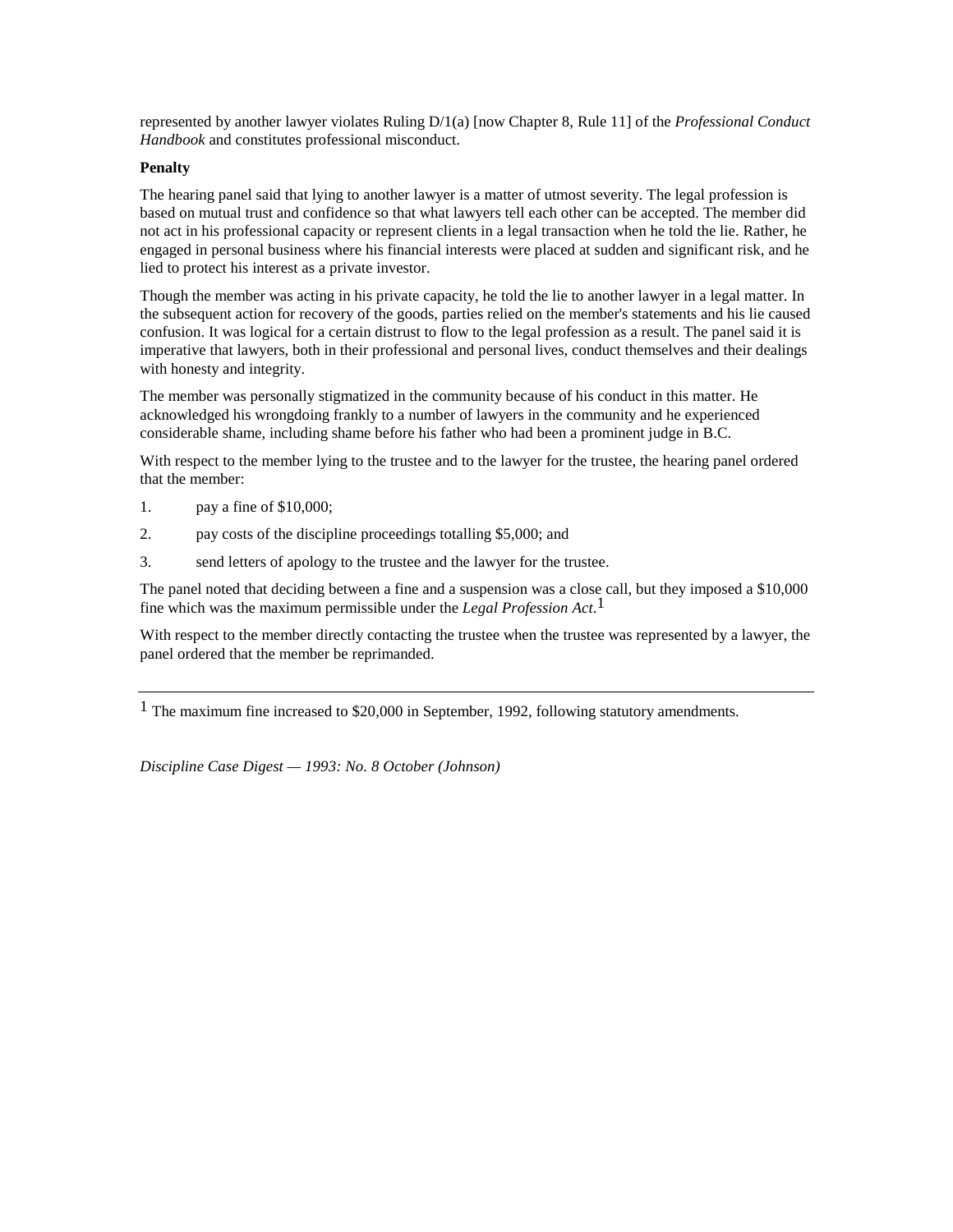represented by another lawyer violates Ruling D/1(a) [now Chapter 8, Rule 11] of the *Professional Conduct Handbook* and constitutes professional misconduct.

**Penalty**

The hearing panel said that lying to another lawyer is a matter of utmost severity. The legal profession is based on mutual trust and confidence so that what lawyers tell each other can be accepted. The member did not act in his professional capacity or represent clients in a legal transaction when he told the lie. Rather, he engaged in personal business where his financial interests were placed at sudden and significant risk, and he lied to protect his interest as a private investor.

Though the member was acting in his private capacity, he told the lie to another lawyer in a legal matter. In the subsequent action for recovery of the goods, parties relied on the member's statements and his lie caused confusion. It was logical for a certain distrust to flow to the legal profession as a result. The panel said it is imperative that lawyers, both in their professional and personal lives, conduct themselves and their dealings with honesty and integrity.

The member was personally stigmatized in the community because of his conduct in this matter. He acknowledged his wrongdoing frankly to a number of lawyers in the community and he experienced considerable shame, including shame before his father who had been a prominent judge in B.C.

With respect to the member lying to the trustee and to the lawyer for the trustee, the hearing panel ordered that the member:

1. pay a fine of $10,000;
2. pay costs of the discipline proceedings totalling $5,000; and
3. send letters of apology to the trustee and the lawyer for the trustee.

The panel noted that deciding between a fine and a suspension was a close call, but they imposed a $10,000 fine which was the maximum permissible under the *Legal Profession Act*.[1]

With respect to the member directly contacting the trustee when the trustee was represented by a lawyer, the panel ordered that the member be reprimanded.

---

[1] The maximum fine increased to $20,000 in September, 1992, following statutory amendments.

*Discipline Case Digest — 1993: No. 8 October (Johnson)*